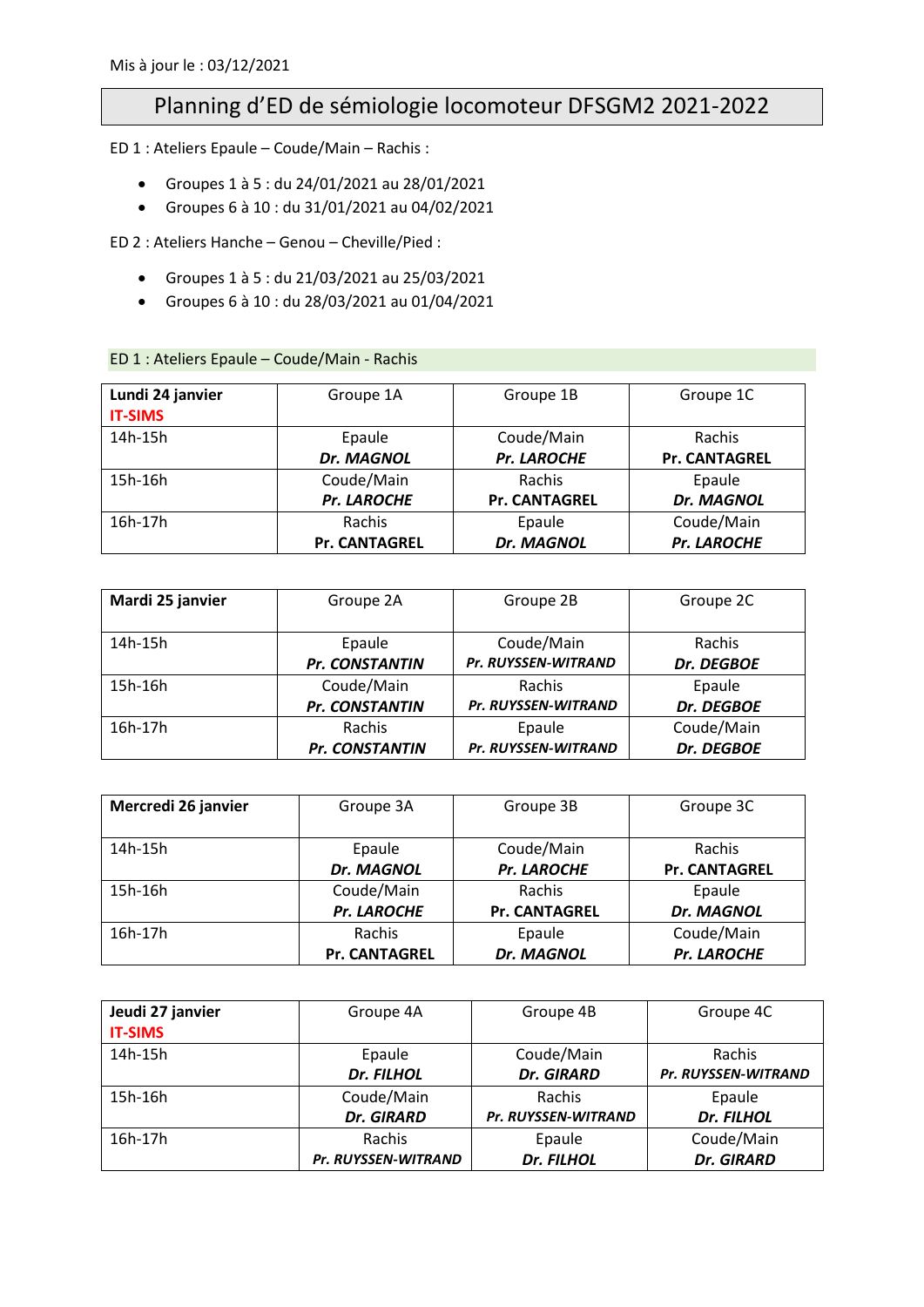Mis à jour le : 03/12/2021

# Planning d'ED de sémiologie locomoteur DFSGM2 2021-2022

ED 1 : Ateliers Epaule – Coude/Main – Rachis :

- Groupes 1 à 5 : du 24/01/2021 au 28/01/2021
- Groupes 6 à 10 : du 31/01/2021 au 04/02/2021

ED 2 : Ateliers Hanche – Genou – Cheville/Pied :

- Groupes 1 à 5 : du 21/03/2021 au 25/03/2021
- Groupes 6 à 10 : du 28/03/2021 au 01/04/2021

## ED 1 : Ateliers Epaule – Coude/Main - Rachis

| **Lundi 24 janvier** IT-SIMS | Groupe 1A | Groupe 1B | Groupe 1C |
|---|---|---|---|
| 14h-15h | Epaule ***Dr. MAGNOL*** | Coude/Main ***Pr. LAROCHE*** | Rachis **Pr. CANTAGREL** |
| 15h-16h | Coude/Main ***Pr. LAROCHE*** | Rachis **Pr. CANTAGREL** | Epaule ***Dr. MAGNOL*** |
| 16h-17h | Rachis **Pr. CANTAGREL** | Epaule ***Dr. MAGNOL*** | Coude/Main ***Pr. LAROCHE*** |

| **Mardi 25 janvier** | Groupe 2A | Groupe 2B | Groupe 2C |
|---|---|---|---|
| 14h-15h | Epaule ***Pr. CONSTANTIN*** | Coude/Main ***Pr. RUYSSEN-WITRAND*** | Rachis ***Dr. DEGBOE*** |
| 15h-16h | Coude/Main ***Pr. CONSTANTIN*** | Rachis ***Pr. RUYSSEN-WITRAND*** | Epaule ***Dr. DEGBOE*** |
| 16h-17h | Rachis ***Pr. CONSTANTIN*** | Epaule ***Pr. RUYSSEN-WITRAND*** | Coude/Main ***Dr. DEGBOE*** |

| **Mercredi 26 janvier** | Groupe 3A | Groupe 3B | Groupe 3C |
|---|---|---|---|
| 14h-15h | Epaule ***Dr. MAGNOL*** | Coude/Main ***Pr. LAROCHE*** | Rachis **Pr. CANTAGREL** |
| 15h-16h | Coude/Main ***Pr. LAROCHE*** | Rachis **Pr. CANTAGREL** | Epaule ***Dr. MAGNOL*** |
| 16h-17h | Rachis **Pr. CANTAGREL** | Epaule ***Dr. MAGNOL*** | Coude/Main ***Pr. LAROCHE*** |

| **Jeudi 27 janvier** IT-SIMS | Groupe 4A | Groupe 4B | Groupe 4C |
|---|---|---|---|
| 14h-15h | Epaule ***Dr. FILHOL*** | Coude/Main ***Dr. GIRARD*** | Rachis ***Pr. RUYSSEN-WITRAND*** |
| 15h-16h | Coude/Main ***Dr. GIRARD*** | Rachis ***Pr. RUYSSEN-WITRAND*** | Epaule ***Dr. FILHOL*** |
| 16h-17h | Rachis ***Pr. RUYSSEN-WITRAND*** | Epaule ***Dr. FILHOL*** | Coude/Main ***Dr. GIRARD*** |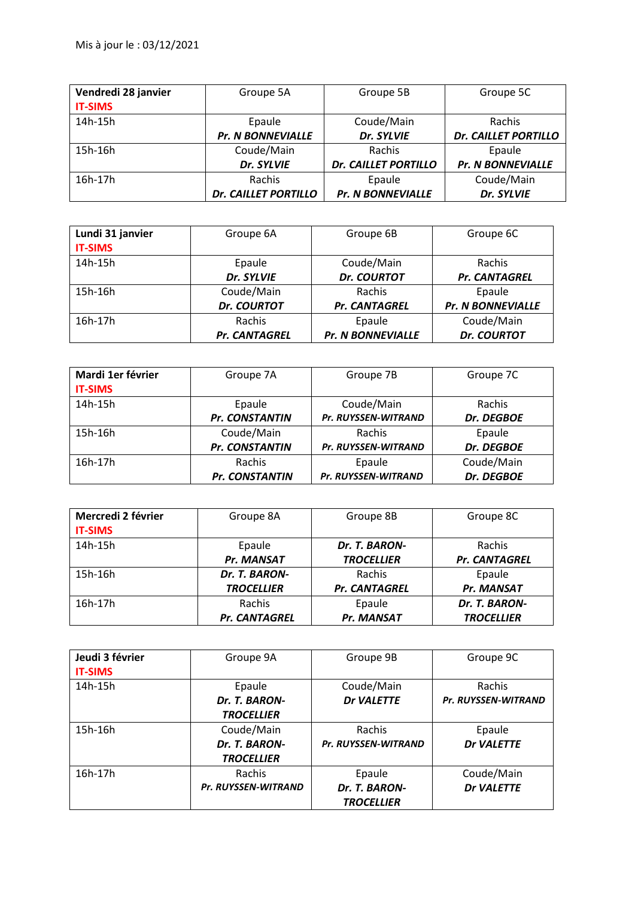Mis à jour le : 03/12/2021

| **Vendredi 28 janvier** **IT-SIMS** | Groupe 5A | Groupe 5B | Groupe 5C |
|---|---|---|---|
| 14h-15h | Epaule ***Pr. N BONNEVIALLE*** | Coude/Main ***Dr. SYLVIE*** | Rachis ***Dr. CAILLET PORTILLO*** |
| 15h-16h | Coude/Main ***Dr. SYLVIE*** | Rachis ***Dr. CAILLET PORTILLO*** | Epaule ***Pr. N BONNEVIALLE*** |
| 16h-17h | Rachis ***Dr. CAILLET PORTILLO*** | Epaule ***Pr. N BONNEVIALLE*** | Coude/Main ***Dr. SYLVIE*** |

| **Lundi 31 janvier** **IT-SIMS** | Groupe 6A | Groupe 6B | Groupe 6C |
|---|---|---|---|
| 14h-15h | Epaule ***Dr. SYLVIE*** | Coude/Main ***Dr. COURTOT*** | Rachis ***Pr. CANTAGREL*** |
| 15h-16h | Coude/Main ***Dr. COURTOT*** | Rachis ***Pr. CANTAGREL*** | Epaule ***Pr. N BONNEVIALLE*** |
| 16h-17h | Rachis ***Pr. CANTAGREL*** | Epaule ***Pr. N BONNEVIALLE*** | Coude/Main ***Dr. COURTOT*** |

| **Mardi 1er février** **IT-SIMS** | Groupe 7A | Groupe 7B | Groupe 7C |
|---|---|---|---|
| 14h-15h | Epaule ***Pr. CONSTANTIN*** | Coude/Main ***Pr. RUYSSEN-WITRAND*** | Rachis ***Dr. DEGBOE*** |
| 15h-16h | Coude/Main ***Pr. CONSTANTIN*** | Rachis ***Pr. RUYSSEN-WITRAND*** | Epaule ***Dr. DEGBOE*** |
| 16h-17h | Rachis ***Pr. CONSTANTIN*** | Epaule ***Pr. RUYSSEN-WITRAND*** | Coude/Main ***Dr. DEGBOE*** |

| **Mercredi 2 février** **IT-SIMS** | Groupe 8A | Groupe 8B | Groupe 8C |
|---|---|---|---|
| 14h-15h | Epaule ***Pr. MANSAT*** | ***Dr. T. BARON-TROCELLIER*** | Rachis ***Pr. CANTAGREL*** |
| 15h-16h | ***Dr. T. BARON-TROCELLIER*** | Rachis ***Pr. CANTAGREL*** | Epaule ***Pr. MANSAT*** |
| 16h-17h | Rachis ***Pr. CANTAGREL*** | Epaule ***Pr. MANSAT*** | ***Dr. T. BARON-TROCELLIER*** |

| **Jeudi 3 février** **IT-SIMS** | Groupe 9A | Groupe 9B | Groupe 9C |
|---|---|---|---|
| 14h-15h | Epaule ***Dr. T. BARON-TROCELLIER*** | Coude/Main ***Dr VALETTE*** | Rachis ***Pr. RUYSSEN-WITRAND*** |
| 15h-16h | Coude/Main ***Dr. T. BARON-TROCELLIER*** | Rachis ***Pr. RUYSSEN-WITRAND*** | Epaule ***Dr VALETTE*** |
| 16h-17h | Rachis ***Pr. RUYSSEN-WITRAND*** | Epaule ***Dr. T. BARON-TROCELLIER*** | Coude/Main ***Dr VALETTE*** |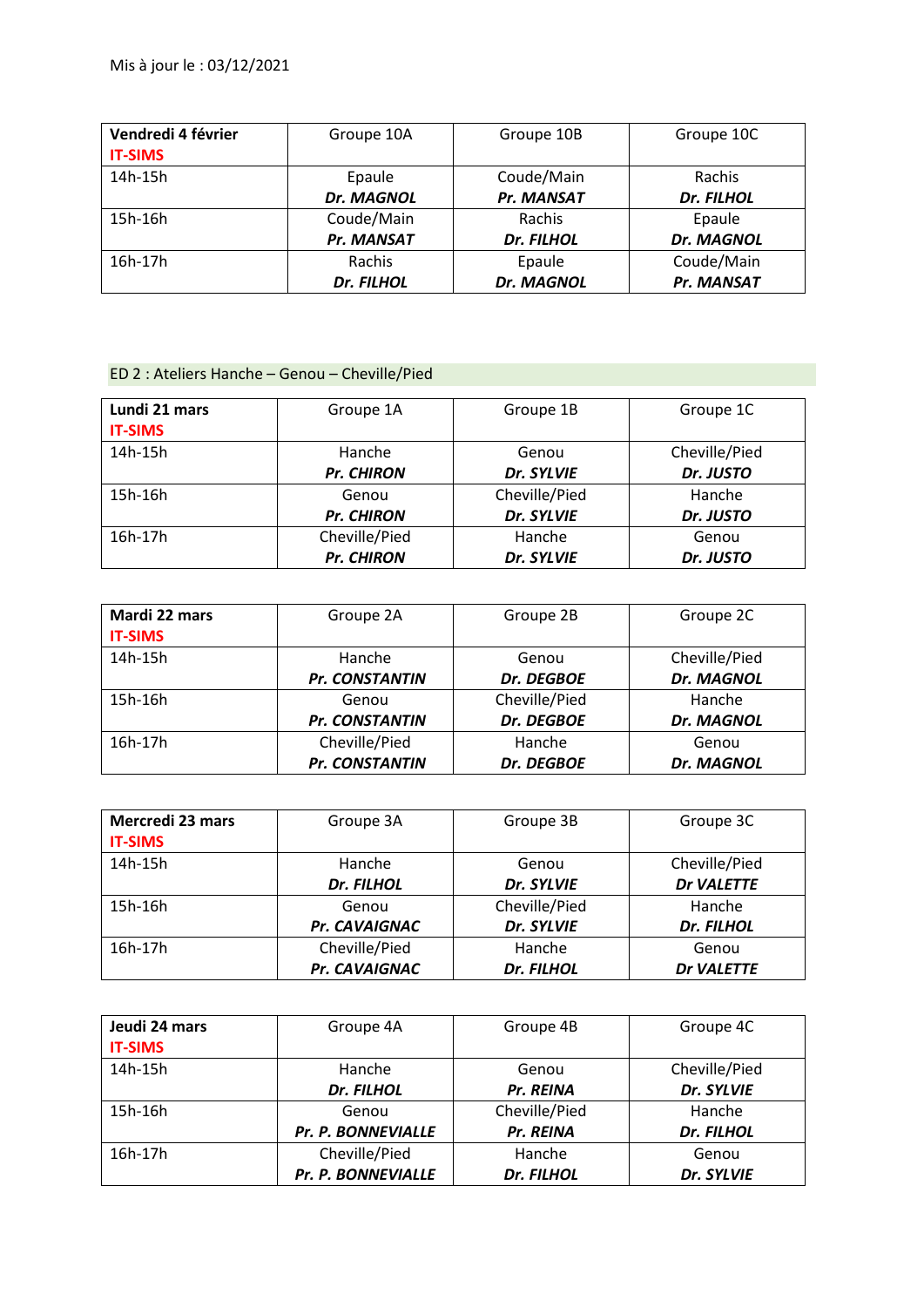Mis à jour le : 03/12/2021

| **Vendredi 4 février** **IT-SIMS** | Groupe 10A | Groupe 10B | Groupe 10C |
|---|---|---|---|
| 14h-15h | Epaule ***Dr. MAGNOL*** | Coude/Main ***Pr. MANSAT*** | Rachis ***Dr. FILHOL*** |
| 15h-16h | Coude/Main ***Pr. MANSAT*** | Rachis ***Dr. FILHOL*** | Epaule ***Dr. MAGNOL*** |
| 16h-17h | Rachis ***Dr. FILHOL*** | Epaule ***Dr. MAGNOL*** | Coude/Main ***Pr. MANSAT*** |

ED 2 : Ateliers Hanche – Genou – Cheville/Pied

| **Lundi 21 mars** **IT-SIMS** | Groupe 1A | Groupe 1B | Groupe 1C |
|---|---|---|---|
| 14h-15h | Hanche ***Pr. CHIRON*** | Genou ***Dr. SYLVIE*** | Cheville/Pied ***Dr. JUSTO*** |
| 15h-16h | Genou ***Pr. CHIRON*** | Cheville/Pied ***Dr. SYLVIE*** | Hanche ***Dr. JUSTO*** |
| 16h-17h | Cheville/Pied ***Pr. CHIRON*** | Hanche ***Dr. SYLVIE*** | Genou ***Dr. JUSTO*** |

| **Mardi 22 mars** **IT-SIMS** | Groupe 2A | Groupe 2B | Groupe 2C |
|---|---|---|---|
| 14h-15h | Hanche ***Pr. CONSTANTIN*** | Genou ***Dr. DEGBOE*** | Cheville/Pied ***Dr. MAGNOL*** |
| 15h-16h | Genou ***Pr. CONSTANTIN*** | Cheville/Pied ***Dr. DEGBOE*** | Hanche ***Dr. MAGNOL*** |
| 16h-17h | Cheville/Pied ***Pr. CONSTANTIN*** | Hanche ***Dr. DEGBOE*** | Genou ***Dr. MAGNOL*** |

| **Mercredi 23 mars** **IT-SIMS** | Groupe 3A | Groupe 3B | Groupe 3C |
|---|---|---|---|
| 14h-15h | Hanche ***Dr. FILHOL*** | Genou ***Dr. SYLVIE*** | Cheville/Pied ***Dr VALETTE*** |
| 15h-16h | Genou ***Pr. CAVAIGNAC*** | Cheville/Pied ***Dr. SYLVIE*** | Hanche ***Dr. FILHOL*** |
| 16h-17h | Cheville/Pied ***Pr. CAVAIGNAC*** | Hanche ***Dr. FILHOL*** | Genou ***Dr VALETTE*** |

| **Jeudi 24 mars** **IT-SIMS** | Groupe 4A | Groupe 4B | Groupe 4C |
|---|---|---|---|
| 14h-15h | Hanche ***Dr. FILHOL*** | Genou ***Pr. REINA*** | Cheville/Pied ***Dr. SYLVIE*** |
| 15h-16h | Genou ***Pr. P. BONNEVIALLE*** | Cheville/Pied ***Pr. REINA*** | Hanche ***Dr. FILHOL*** |
| 16h-17h | Cheville/Pied ***Pr. P. BONNEVIALLE*** | Hanche ***Dr. FILHOL*** | Genou ***Dr. SYLVIE*** |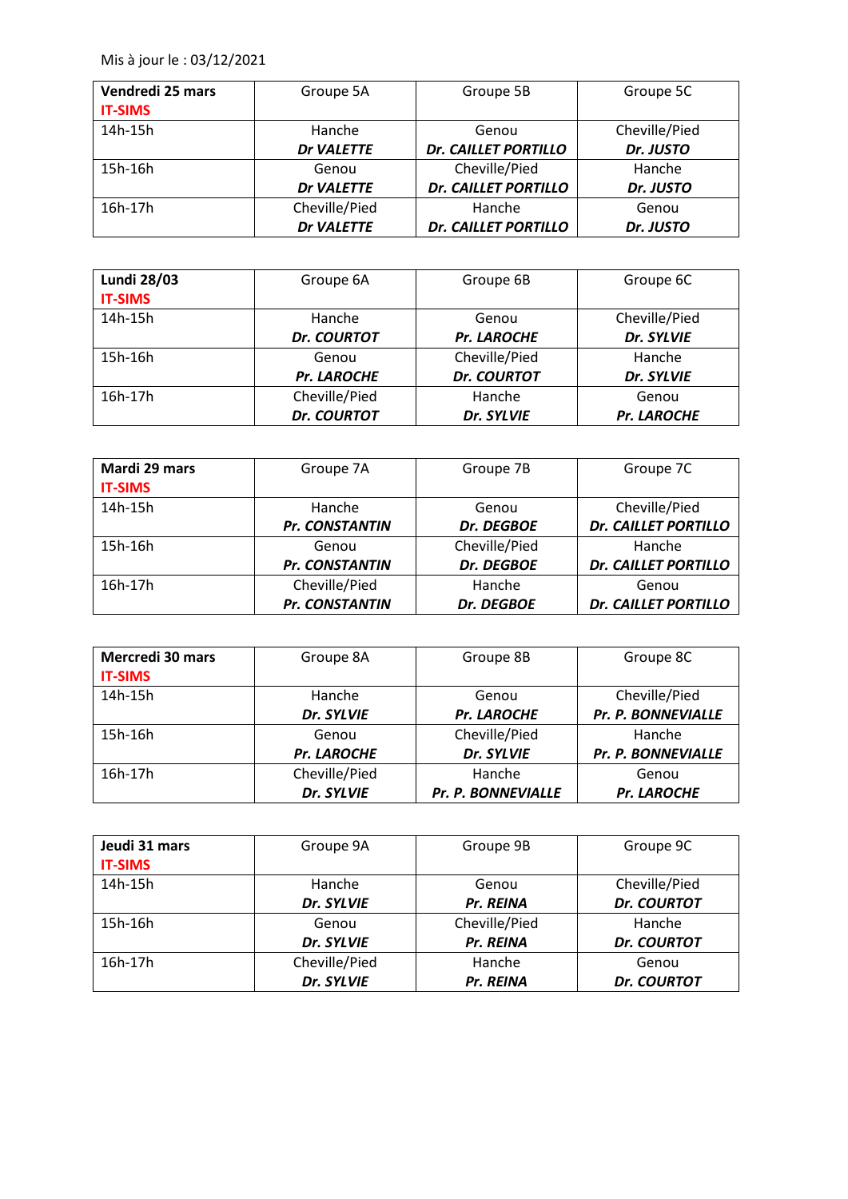Mis à jour le : 03/12/2021

| **Vendredi 25 mars** **IT-SIMS** | Groupe 5A | Groupe 5B | Groupe 5C |
| --- | --- | --- | --- |
| 14h-15h | Hanche ***Dr VALETTE*** | Genou ***Dr. CAILLET PORTILLO*** | Cheville/Pied ***Dr. JUSTO*** |
| 15h-16h | Genou ***Dr VALETTE*** | Cheville/Pied ***Dr. CAILLET PORTILLO*** | Hanche ***Dr. JUSTO*** |
| 16h-17h | Cheville/Pied ***Dr VALETTE*** | Hanche ***Dr. CAILLET PORTILLO*** | Genou ***Dr. JUSTO*** |

| **Lundi 28/03** **IT-SIMS** | Groupe 6A | Groupe 6B | Groupe 6C |
| --- | --- | --- | --- |
| 14h-15h | Hanche ***Dr. COURTOT*** | Genou ***Pr. LAROCHE*** | Cheville/Pied ***Dr. SYLVIE*** |
| 15h-16h | Genou ***Pr. LAROCHE*** | Cheville/Pied ***Dr. COURTOT*** | Hanche ***Dr. SYLVIE*** |
| 16h-17h | Cheville/Pied ***Dr. COURTOT*** | Hanche ***Dr. SYLVIE*** | Genou ***Pr. LAROCHE*** |

| **Mardi 29 mars** **IT-SIMS** | Groupe 7A | Groupe 7B | Groupe 7C |
| --- | --- | --- | --- |
| 14h-15h | Hanche ***Pr. CONSTANTIN*** | Genou ***Dr. DEGBOE*** | Cheville/Pied ***Dr. CAILLET PORTILLO*** |
| 15h-16h | Genou ***Pr. CONSTANTIN*** | Cheville/Pied ***Dr. DEGBOE*** | Hanche ***Dr. CAILLET PORTILLO*** |
| 16h-17h | Cheville/Pied ***Pr. CONSTANTIN*** | Hanche ***Dr. DEGBOE*** | Genou ***Dr. CAILLET PORTILLO*** |

| **Mercredi 30 mars** **IT-SIMS** | Groupe 8A | Groupe 8B | Groupe 8C |
| --- | --- | --- | --- |
| 14h-15h | Hanche ***Dr. SYLVIE*** | Genou ***Pr. LAROCHE*** | Cheville/Pied ***Pr. P. BONNEVIALLE*** |
| 15h-16h | Genou ***Pr. LAROCHE*** | Cheville/Pied ***Dr. SYLVIE*** | Hanche ***Pr. P. BONNEVIALLE*** |
| 16h-17h | Cheville/Pied ***Dr. SYLVIE*** | Hanche ***Pr. P. BONNEVIALLE*** | Genou ***Pr. LAROCHE*** |

| **Jeudi 31 mars** **IT-SIMS** | Groupe 9A | Groupe 9B | Groupe 9C |
| --- | --- | --- | --- |
| 14h-15h | Hanche ***Dr. SYLVIE*** | Genou ***Pr. REINA*** | Cheville/Pied ***Dr. COURTOT*** |
| 15h-16h | Genou ***Dr. SYLVIE*** | Cheville/Pied ***Pr. REINA*** | Hanche ***Dr. COURTOT*** |
| 16h-17h | Cheville/Pied ***Dr. SYLVIE*** | Hanche ***Pr. REINA*** | Genou ***Dr. COURTOT*** |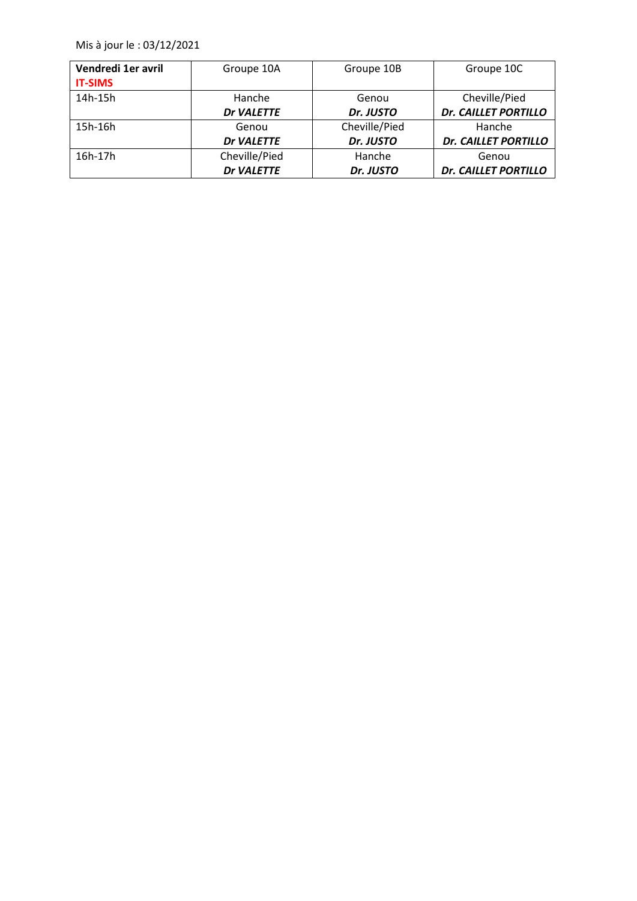Mis à jour le : 03/12/2021

| **Vendredi 1er avril** **IT-SIMS** | Groupe 10A | Groupe 10B | Groupe 10C |
|---|---|---|---|
| 14h-15h | Hanche ***Dr VALETTE*** | Genou ***Dr. JUSTO*** | Cheville/Pied ***Dr. CAILLET PORTILLO*** |
| 15h-16h | Genou ***Dr VALETTE*** | Cheville/Pied ***Dr. JUSTO*** | Hanche ***Dr. CAILLET PORTILLO*** |
| 16h-17h | Cheville/Pied ***Dr VALETTE*** | Hanche ***Dr. JUSTO*** | Genou ***Dr. CAILLET PORTILLO*** |